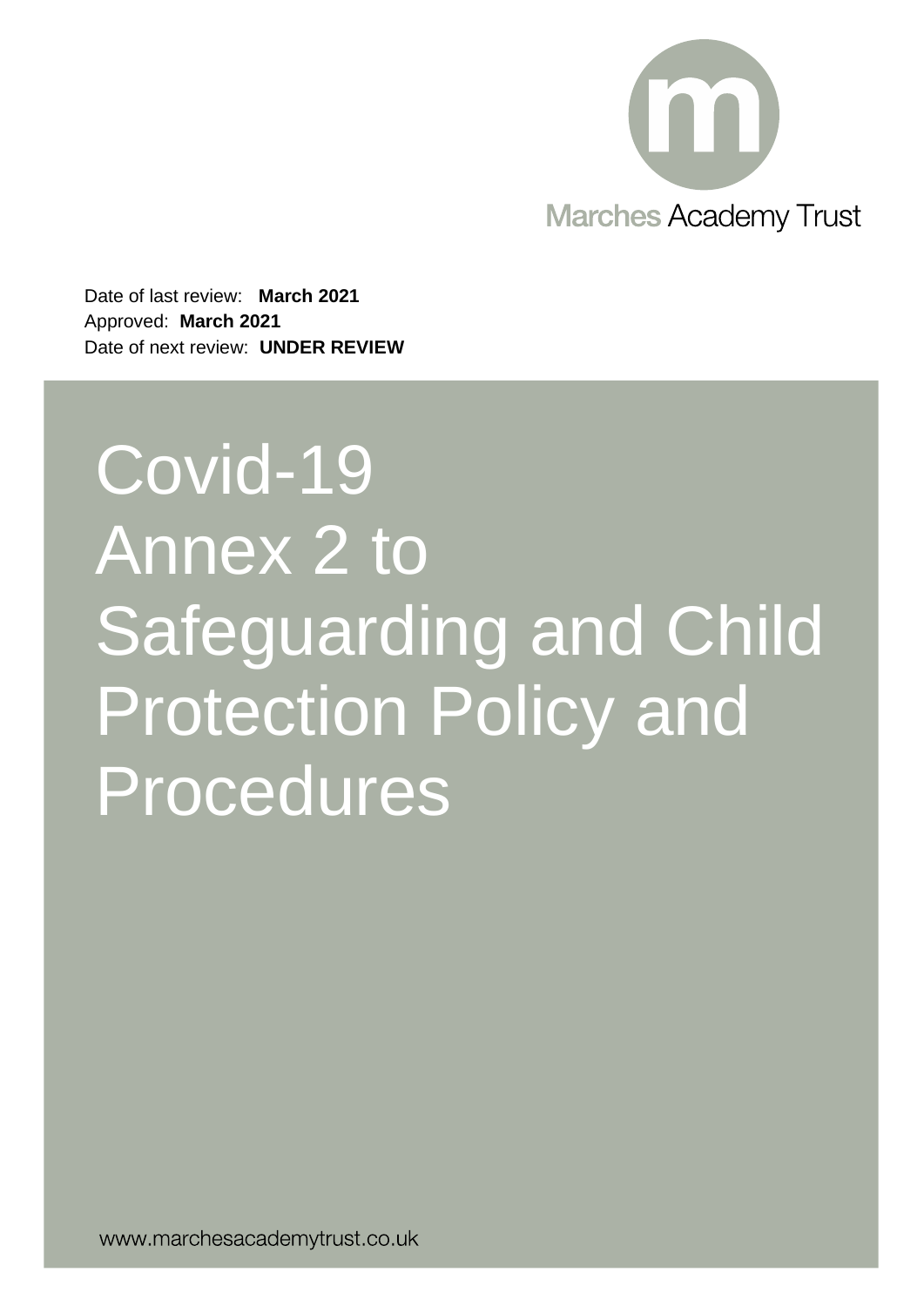Marches Academy Trust

Date of last review: **March 2021**
Approved: **March 2021**
Date of next review: **UNDER REVIEW**

# Covid-19 Annex 2 to Safeguarding and Child Protection Policy and Procedures

www.marchesacademytrust.co.uk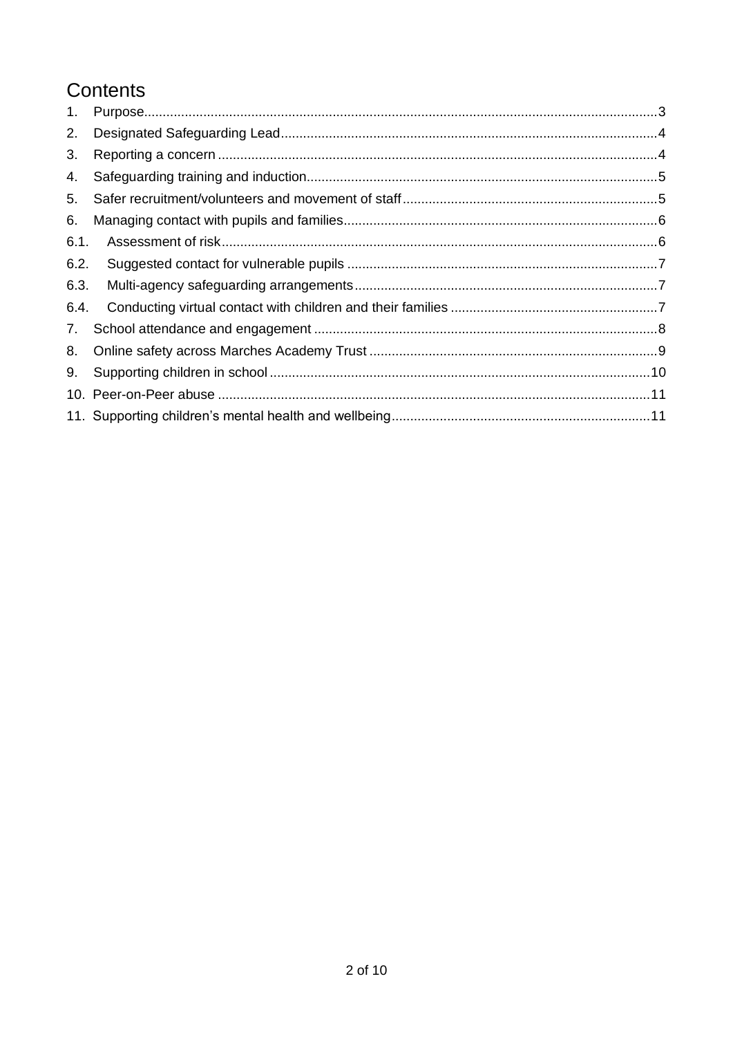# Contents

1. Purpose ... 3
2. Designated Safeguarding Lead ... 4
3. Reporting a concern ... 4
4. Safeguarding training and induction ... 5
5. Safer recruitment/volunteers and movement of staff ... 5
6. Managing contact with pupils and families ... 6
   - 6.1. Assessment of risk ... 6
   - 6.2. Suggested contact for vulnerable pupils ... 7
   - 6.3. Multi-agency safeguarding arrangements ... 7
   - 6.4. Conducting virtual contact with children and their families ... 7
7. School attendance and engagement ... 8
8. Online safety across Marches Academy Trust ... 9
9. Supporting children in school ... 10
10. Peer-on-Peer abuse ... 11
11. Supporting children's mental health and wellbeing ... 11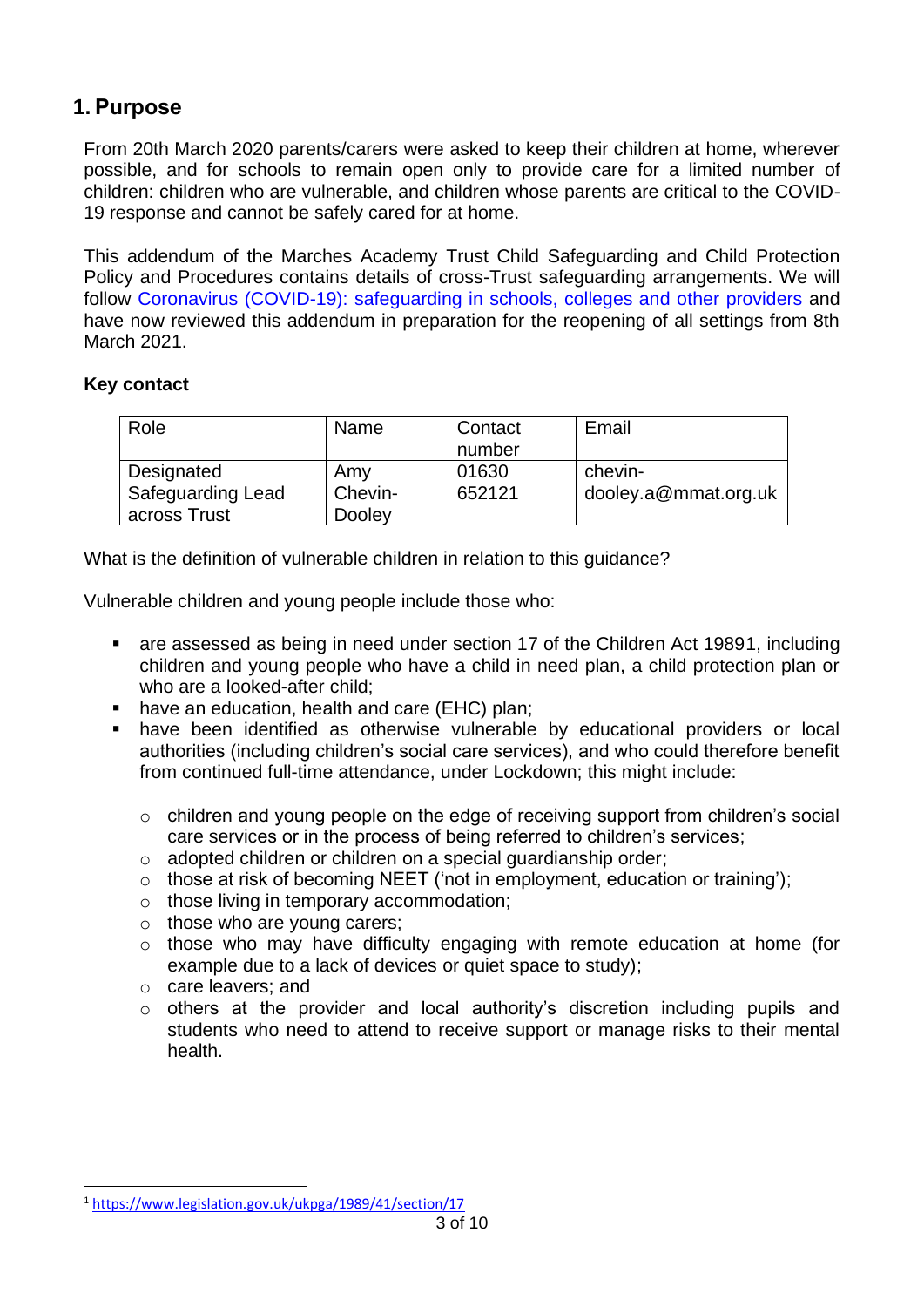## 1. Purpose

From 20th March 2020 parents/carers were asked to keep their children at home, wherever possible, and for schools to remain open only to provide care for a limited number of children: children who are vulnerable, and children whose parents are critical to the COVID-19 response and cannot be safely cared for at home.

This addendum of the Marches Academy Trust Child Safeguarding and Child Protection Policy and Procedures contains details of cross-Trust safeguarding arrangements. We will follow [Coronavirus (COVID-19): safeguarding in schools, colleges and other providers](#) and have now reviewed this addendum in preparation for the reopening of all settings from 8th March 2021.

**Key contact**

| Role | Name | Contact number | Email |
|---|---|---|---|
| Designated Safeguarding Lead across Trust | Amy Chevin-Dooley | 01630 652121 | chevin-dooley.a@mmat.org.uk |

What is the definition of vulnerable children in relation to this guidance?

Vulnerable children and young people include those who:

- are assessed as being in need under section 17 of the Children Act 1989[1], including children and young people who have a child in need plan, a child protection plan or who are a looked-after child;
- have an education, health and care (EHC) plan;
- have been identified as otherwise vulnerable by educational providers or local authorities (including children's social care services), and who could therefore benefit from continued full-time attendance, under Lockdown; this might include:
  - children and young people on the edge of receiving support from children's social care services or in the process of being referred to children's services;
  - adopted children or children on a special guardianship order;
  - those at risk of becoming NEET ('not in employment, education or training');
  - those living in temporary accommodation;
  - those who are young carers;
  - those who may have difficulty engaging with remote education at home (for example due to a lack of devices or quiet space to study);
  - care leavers; and
  - others at the provider and local authority's discretion including pupils and students who need to attend to receive support or manage risks to their mental health.

[1] https://www.legislation.gov.uk/ukpga/1989/41/section/17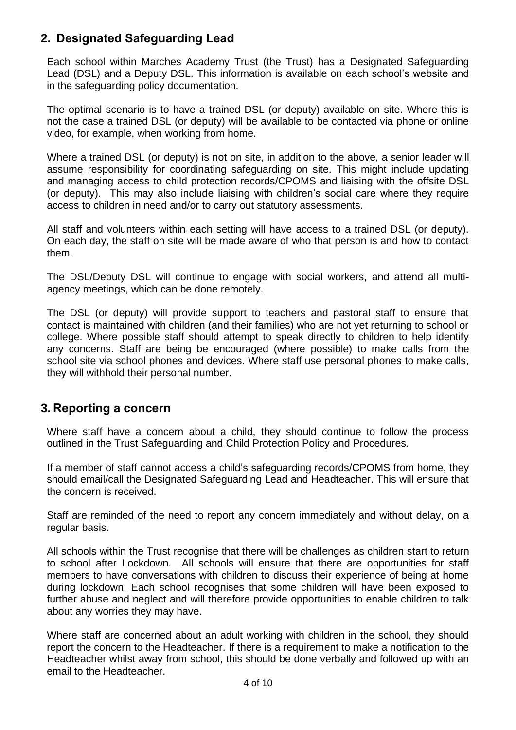## 2. Designated Safeguarding Lead

Each school within Marches Academy Trust (the Trust) has a Designated Safeguarding Lead (DSL) and a Deputy DSL. This information is available on each school's website and in the safeguarding policy documentation.

The optimal scenario is to have a trained DSL (or deputy) available on site. Where this is not the case a trained DSL (or deputy) will be available to be contacted via phone or online video, for example, when working from home.

Where a trained DSL (or deputy) is not on site, in addition to the above, a senior leader will assume responsibility for coordinating safeguarding on site. This might include updating and managing access to child protection records/CPOMS and liaising with the offsite DSL (or deputy). This may also include liaising with children's social care where they require access to children in need and/or to carry out statutory assessments.

All staff and volunteers within each setting will have access to a trained DSL (or deputy). On each day, the staff on site will be made aware of who that person is and how to contact them.

The DSL/Deputy DSL will continue to engage with social workers, and attend all multi-agency meetings, which can be done remotely.

The DSL (or deputy) will provide support to teachers and pastoral staff to ensure that contact is maintained with children (and their families) who are not yet returning to school or college. Where possible staff should attempt to speak directly to children to help identify any concerns. Staff are being be encouraged (where possible) to make calls from the school site via school phones and devices. Where staff use personal phones to make calls, they will withhold their personal number.

## 3. Reporting a concern

Where staff have a concern about a child, they should continue to follow the process outlined in the Trust Safeguarding and Child Protection Policy and Procedures.

If a member of staff cannot access a child's safeguarding records/CPOMS from home, they should email/call the Designated Safeguarding Lead and Headteacher. This will ensure that the concern is received.

Staff are reminded of the need to report any concern immediately and without delay, on a regular basis.

All schools within the Trust recognise that there will be challenges as children start to return to school after Lockdown. All schools will ensure that there are opportunities for staff members to have conversations with children to discuss their experience of being at home during lockdown. Each school recognises that some children will have been exposed to further abuse and neglect and will therefore provide opportunities to enable children to talk about any worries they may have.

Where staff are concerned about an adult working with children in the school, they should report the concern to the Headteacher. If there is a requirement to make a notification to the Headteacher whilst away from school, this should be done verbally and followed up with an email to the Headteacher.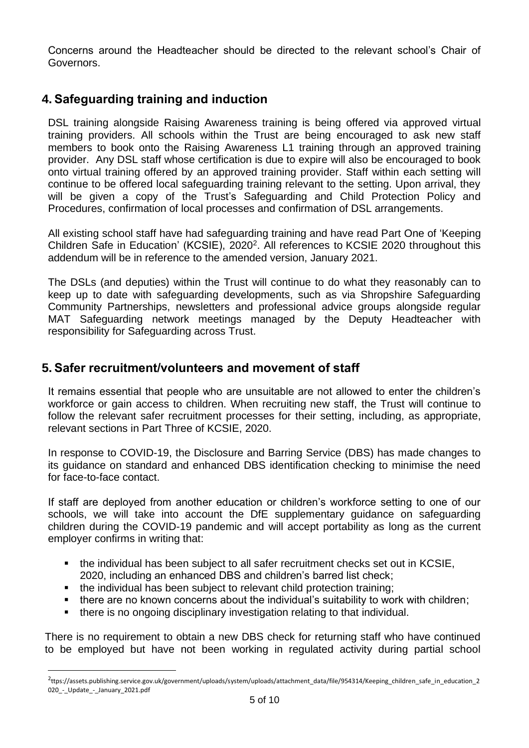Concerns around the Headteacher should be directed to the relevant school's Chair of Governors.

## 4. Safeguarding training and induction

DSL training alongside Raising Awareness training is being offered via approved virtual training providers. All schools within the Trust are being encouraged to ask new staff members to book onto the Raising Awareness L1 training through an approved training provider. Any DSL staff whose certification is due to expire will also be encouraged to book onto virtual training offered by an approved training provider. Staff within each setting will continue to be offered local safeguarding training relevant to the setting. Upon arrival, they will be given a copy of the Trust's Safeguarding and Child Protection Policy and Procedures, confirmation of local processes and confirmation of DSL arrangements.

All existing school staff have had safeguarding training and have read Part One of 'Keeping Children Safe in Education' (KCSIE), 2020[2]. All references to KCSIE 2020 throughout this addendum will be in reference to the amended version, January 2021.

The DSLs (and deputies) within the Trust will continue to do what they reasonably can to keep up to date with safeguarding developments, such as via Shropshire Safeguarding Community Partnerships, newsletters and professional advice groups alongside regular MAT Safeguarding network meetings managed by the Deputy Headteacher with responsibility for Safeguarding across Trust.

## 5. Safer recruitment/volunteers and movement of staff

It remains essential that people who are unsuitable are not allowed to enter the children's workforce or gain access to children. When recruiting new staff, the Trust will continue to follow the relevant safer recruitment processes for their setting, including, as appropriate, relevant sections in Part Three of KCSIE, 2020.

In response to COVID-19, the Disclosure and Barring Service (DBS) has made changes to its guidance on standard and enhanced DBS identification checking to minimise the need for face-to-face contact.

If staff are deployed from another education or children's workforce setting to one of our schools, we will take into account the DfE supplementary guidance on safeguarding children during the COVID-19 pandemic and will accept portability as long as the current employer confirms in writing that:

- the individual has been subject to all safer recruitment checks set out in KCSIE, 2020, including an enhanced DBS and children's barred list check;
- the individual has been subject to relevant child protection training;
- there are no known concerns about the individual's suitability to work with children;
- there is no ongoing disciplinary investigation relating to that individual.

There is no requirement to obtain a new DBS check for returning staff who have continued to be employed but have not been working in regulated activity during partial school

[2] ttps://assets.publishing.service.gov.uk/government/uploads/system/uploads/attachment_data/file/954314/Keeping_children_safe_in_education_2020_-_Update_-_January_2021.pdf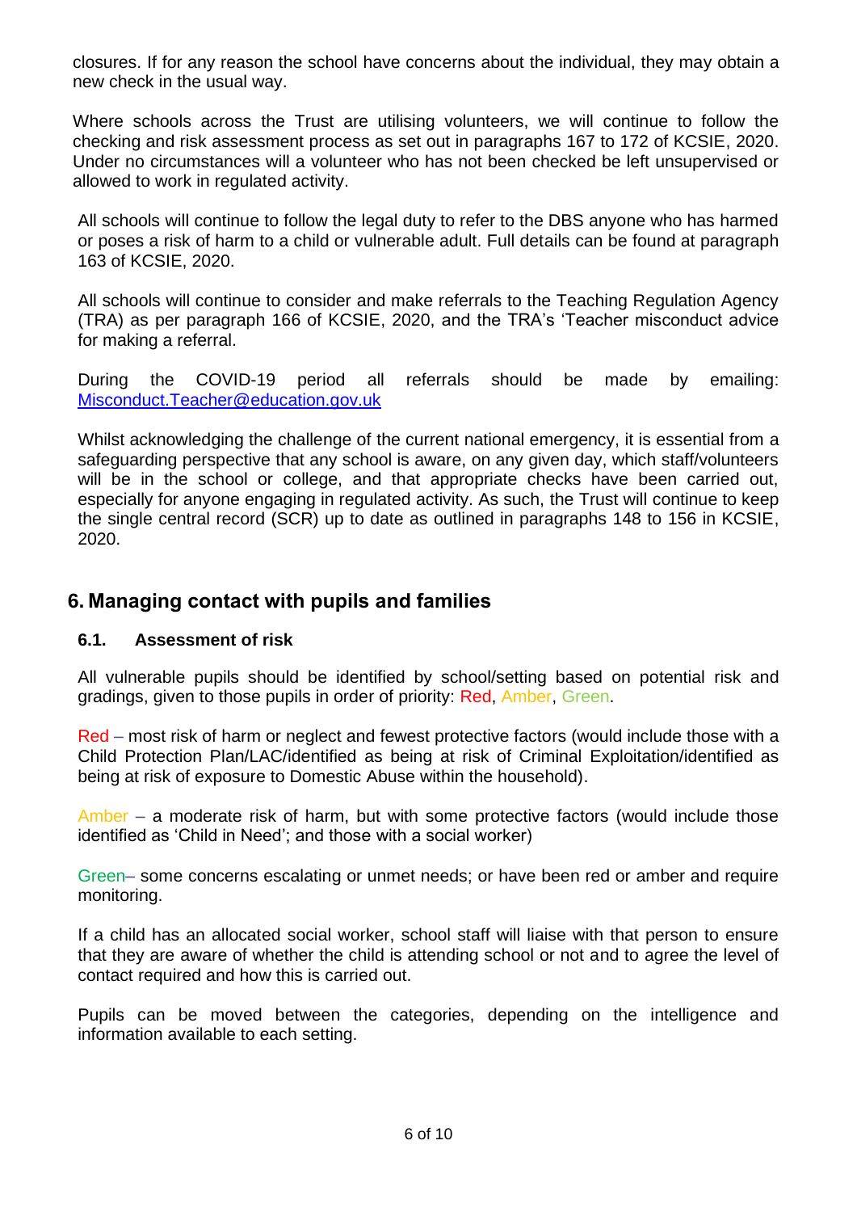closures. If for any reason the school have concerns about the individual, they may obtain a new check in the usual way.

Where schools across the Trust are utilising volunteers, we will continue to follow the checking and risk assessment process as set out in paragraphs 167 to 172 of KCSIE, 2020. Under no circumstances will a volunteer who has not been checked be left unsupervised or allowed to work in regulated activity.

All schools will continue to follow the legal duty to refer to the DBS anyone who has harmed or poses a risk of harm to a child or vulnerable adult. Full details can be found at paragraph 163 of KCSIE, 2020.

All schools will continue to consider and make referrals to the Teaching Regulation Agency (TRA) as per paragraph 166 of KCSIE, 2020, and the TRA's 'Teacher misconduct advice for making a referral.

During the COVID-19 period all referrals should be made by emailing: Misconduct.Teacher@education.gov.uk

Whilst acknowledging the challenge of the current national emergency, it is essential from a safeguarding perspective that any school is aware, on any given day, which staff/volunteers will be in the school or college, and that appropriate checks have been carried out, especially for anyone engaging in regulated activity. As such, the Trust will continue to keep the single central record (SCR) up to date as outlined in paragraphs 148 to 156 in KCSIE, 2020.

## 6. Managing contact with pupils and families

### 6.1. Assessment of risk

All vulnerable pupils should be identified by school/setting based on potential risk and gradings, given to those pupils in order of priority: Red, Amber, Green.

Red – most risk of harm or neglect and fewest protective factors (would include those with a Child Protection Plan/LAC/identified as being at risk of Criminal Exploitation/identified as being at risk of exposure to Domestic Abuse within the household).

Amber – a moderate risk of harm, but with some protective factors (would include those identified as 'Child in Need'; and those with a social worker)

Green– some concerns escalating or unmet needs; or have been red or amber and require monitoring.

If a child has an allocated social worker, school staff will liaise with that person to ensure that they are aware of whether the child is attending school or not and to agree the level of contact required and how this is carried out.

Pupils can be moved between the categories, depending on the intelligence and information available to each setting.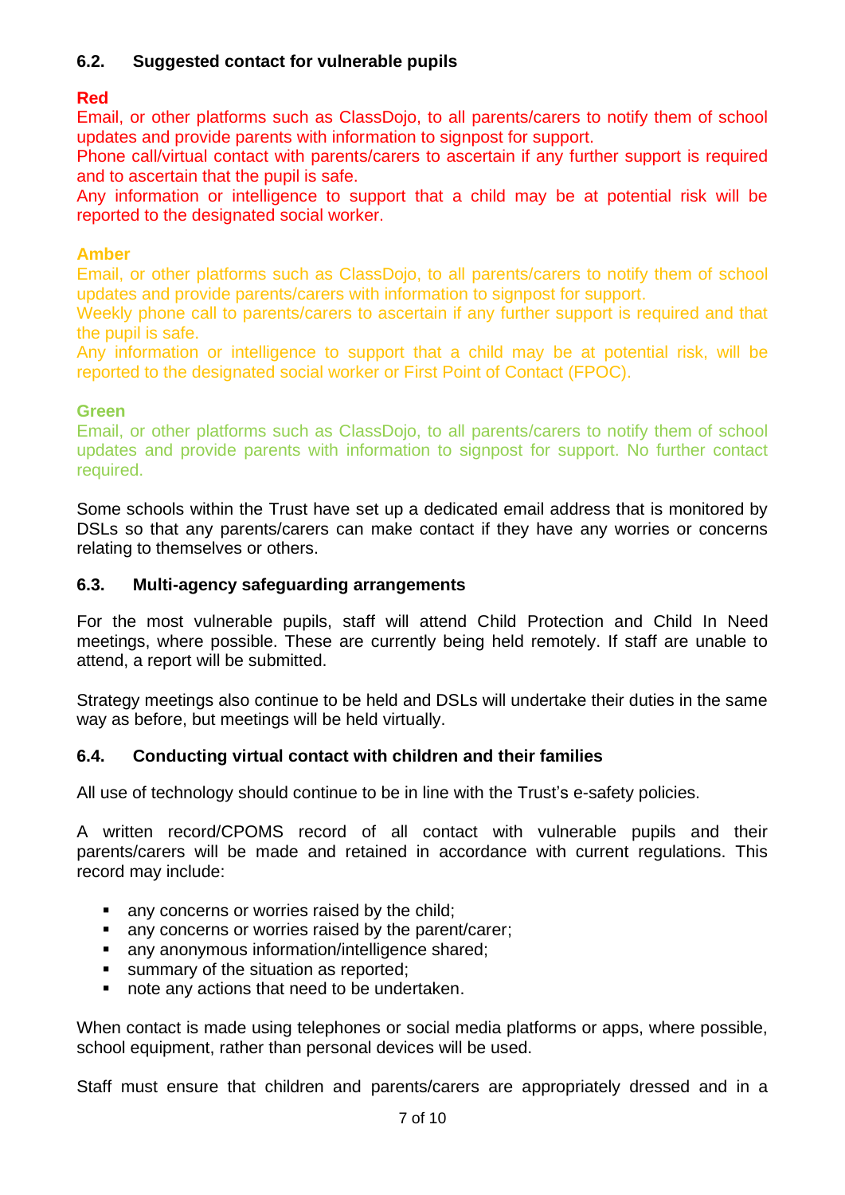### 6.2. Suggested contact for vulnerable pupils

**Red**

Email, or other platforms such as ClassDojo, to all parents/carers to notify them of school updates and provide parents with information to signpost for support.

Phone call/virtual contact with parents/carers to ascertain if any further support is required and to ascertain that the pupil is safe.

Any information or intelligence to support that a child may be at potential risk will be reported to the designated social worker.

**Amber**

Email, or other platforms such as ClassDojo, to all parents/carers to notify them of school updates and provide parents/carers with information to signpost for support.

Weekly phone call to parents/carers to ascertain if any further support is required and that the pupil is safe.

Any information or intelligence to support that a child may be at potential risk, will be reported to the designated social worker or First Point of Contact (FPOC).

**Green**

Email, or other platforms such as ClassDojo, to all parents/carers to notify them of school updates and provide parents with information to signpost for support. No further contact required.

Some schools within the Trust have set up a dedicated email address that is monitored by DSLs so that any parents/carers can make contact if they have any worries or concerns relating to themselves or others.

### 6.3. Multi-agency safeguarding arrangements

For the most vulnerable pupils, staff will attend Child Protection and Child In Need meetings, where possible. These are currently being held remotely. If staff are unable to attend, a report will be submitted.

Strategy meetings also continue to be held and DSLs will undertake their duties in the same way as before, but meetings will be held virtually.

### 6.4. Conducting virtual contact with children and their families

All use of technology should continue to be in line with the Trust's e-safety policies.

A written record/CPOMS record of all contact with vulnerable pupils and their parents/carers will be made and retained in accordance with current regulations. This record may include:

- any concerns or worries raised by the child;
- any concerns or worries raised by the parent/carer;
- any anonymous information/intelligence shared;
- summary of the situation as reported;
- note any actions that need to be undertaken.

When contact is made using telephones or social media platforms or apps, where possible, school equipment, rather than personal devices will be used.

Staff must ensure that children and parents/carers are appropriately dressed and in a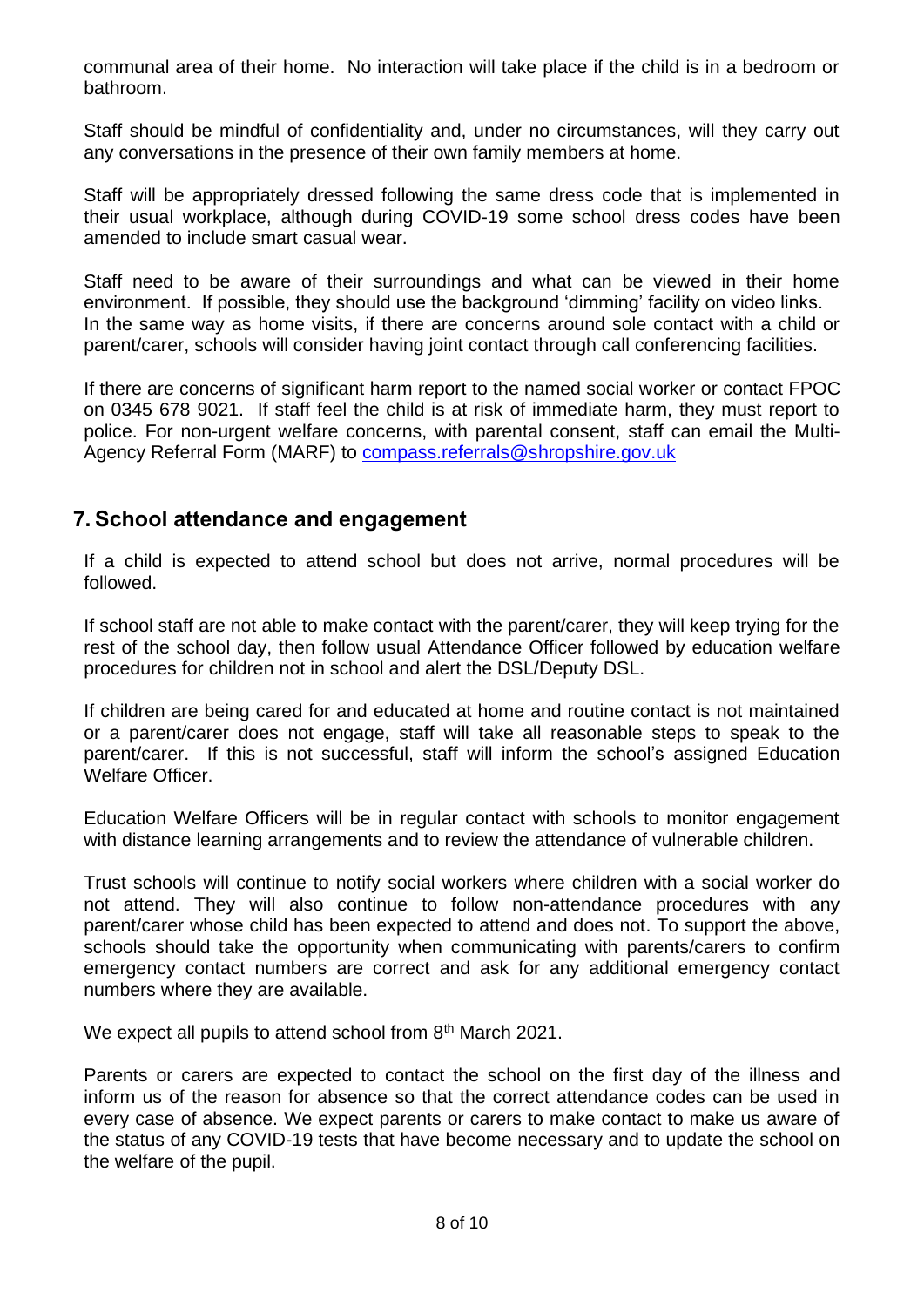communal area of their home. No interaction will take place if the child is in a bedroom or bathroom.

Staff should be mindful of confidentiality and, under no circumstances, will they carry out any conversations in the presence of their own family members at home.

Staff will be appropriately dressed following the same dress code that is implemented in their usual workplace, although during COVID-19 some school dress codes have been amended to include smart casual wear.

Staff need to be aware of their surroundings and what can be viewed in their home environment. If possible, they should use the background 'dimming' facility on video links. In the same way as home visits, if there are concerns around sole contact with a child or parent/carer, schools will consider having joint contact through call conferencing facilities.

If there are concerns of significant harm report to the named social worker or contact FPOC on 0345 678 9021. If staff feel the child is at risk of immediate harm, they must report to police. For non-urgent welfare concerns, with parental consent, staff can email the Multi-Agency Referral Form (MARF) to compass.referrals@shropshire.gov.uk

## 7. School attendance and engagement

If a child is expected to attend school but does not arrive, normal procedures will be followed.

If school staff are not able to make contact with the parent/carer, they will keep trying for the rest of the school day, then follow usual Attendance Officer followed by education welfare procedures for children not in school and alert the DSL/Deputy DSL.

If children are being cared for and educated at home and routine contact is not maintained or a parent/carer does not engage, staff will take all reasonable steps to speak to the parent/carer. If this is not successful, staff will inform the school's assigned Education Welfare Officer.

Education Welfare Officers will be in regular contact with schools to monitor engagement with distance learning arrangements and to review the attendance of vulnerable children.

Trust schools will continue to notify social workers where children with a social worker do not attend. They will also continue to follow non-attendance procedures with any parent/carer whose child has been expected to attend and does not. To support the above, schools should take the opportunity when communicating with parents/carers to confirm emergency contact numbers are correct and ask for any additional emergency contact numbers where they are available.

We expect all pupils to attend school from 8th March 2021.

Parents or carers are expected to contact the school on the first day of the illness and inform us of the reason for absence so that the correct attendance codes can be used in every case of absence. We expect parents or carers to make contact to make us aware of the status of any COVID-19 tests that have become necessary and to update the school on the welfare of the pupil.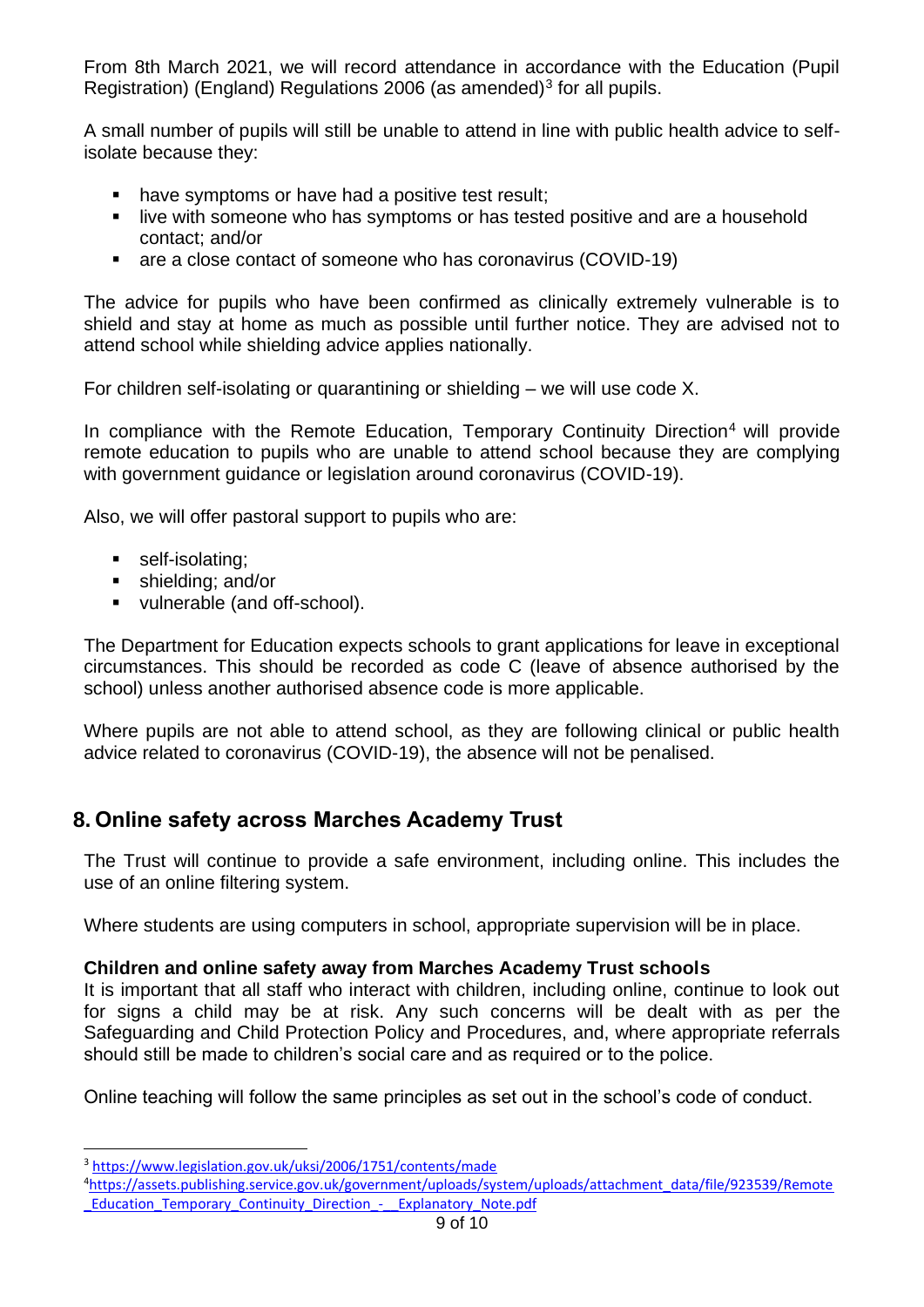From 8th March 2021, we will record attendance in accordance with the Education (Pupil Registration) (England) Regulations 2006 (as amended)[3] for all pupils.

A small number of pupils will still be unable to attend in line with public health advice to self-isolate because they:

- have symptoms or have had a positive test result;
- live with someone who has symptoms or has tested positive and are a household contact; and/or
- are a close contact of someone who has coronavirus (COVID-19)

The advice for pupils who have been confirmed as clinically extremely vulnerable is to shield and stay at home as much as possible until further notice. They are advised not to attend school while shielding advice applies nationally.

For children self-isolating or quarantining or shielding – we will use code X.

In compliance with the Remote Education, Temporary Continuity Direction[4] will provide remote education to pupils who are unable to attend school because they are complying with government guidance or legislation around coronavirus (COVID-19).

Also, we will offer pastoral support to pupils who are:

- self-isolating;
- shielding; and/or
- vulnerable (and off-school).

The Department for Education expects schools to grant applications for leave in exceptional circumstances. This should be recorded as code C (leave of absence authorised by the school) unless another authorised absence code is more applicable.

Where pupils are not able to attend school, as they are following clinical or public health advice related to coronavirus (COVID-19), the absence will not be penalised.

## 8. Online safety across Marches Academy Trust

The Trust will continue to provide a safe environment, including online. This includes the use of an online filtering system.

Where students are using computers in school, appropriate supervision will be in place.

**Children and online safety away from Marches Academy Trust schools**

It is important that all staff who interact with children, including online, continue to look out for signs a child may be at risk. Any such concerns will be dealt with as per the Safeguarding and Child Protection Policy and Procedures, and, where appropriate referrals should still be made to children's social care and as required or to the police.

Online teaching will follow the same principles as set out in the school's code of conduct.

---

[3] https://www.legislation.gov.uk/uksi/2006/1751/contents/made

[4] https://assets.publishing.service.gov.uk/government/uploads/system/uploads/attachment_data/file/923539/Remote_Education_Temporary_Continuity_Direction_-__Explanatory_Note.pdf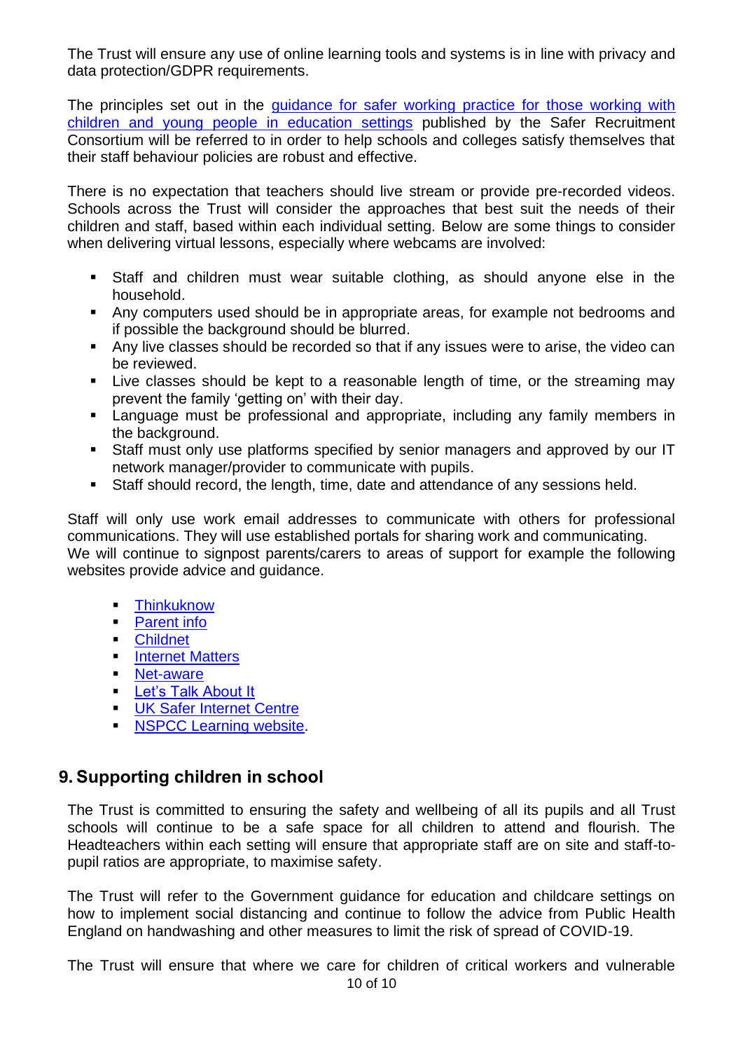The Trust will ensure any use of online learning tools and systems is in line with privacy and data protection/GDPR requirements.

The principles set out in the [guidance for safer working practice for those working with children and young people in education settings]() published by the Safer Recruitment Consortium will be referred to in order to help schools and colleges satisfy themselves that their staff behaviour policies are robust and effective.

There is no expectation that teachers should live stream or provide pre-recorded videos. Schools across the Trust will consider the approaches that best suit the needs of their children and staff, based within each individual setting. Below are some things to consider when delivering virtual lessons, especially where webcams are involved:

- Staff and children must wear suitable clothing, as should anyone else in the household.
- Any computers used should be in appropriate areas, for example not bedrooms and if possible the background should be blurred.
- Any live classes should be recorded so that if any issues were to arise, the video can be reviewed.
- Live classes should be kept to a reasonable length of time, or the streaming may prevent the family 'getting on' with their day.
- Language must be professional and appropriate, including any family members in the background.
- Staff must only use platforms specified by senior managers and approved by our IT network manager/provider to communicate with pupils.
- Staff should record, the length, time, date and attendance of any sessions held.

Staff will only use work email addresses to communicate with others for professional communications. They will use established portals for sharing work and communicating.
We will continue to signpost parents/carers to areas of support for example the following websites provide advice and guidance.

- [Thinkuknow]()
- [Parent info]()
- [Childnet]()
- [Internet Matters]()
- [Net-aware]()
- [Let's Talk About It]()
- [UK Safer Internet Centre]()
- [NSPCC Learning website]().

## 9. Supporting children in school

The Trust is committed to ensuring the safety and wellbeing of all its pupils and all Trust schools will continue to be a safe space for all children to attend and flourish. The Headteachers within each setting will ensure that appropriate staff are on site and staff-to-pupil ratios are appropriate, to maximise safety.

The Trust will refer to the Government guidance for education and childcare settings on how to implement social distancing and continue to follow the advice from Public Health England on handwashing and other measures to limit the risk of spread of COVID-19.

The Trust will ensure that where we care for children of critical workers and vulnerable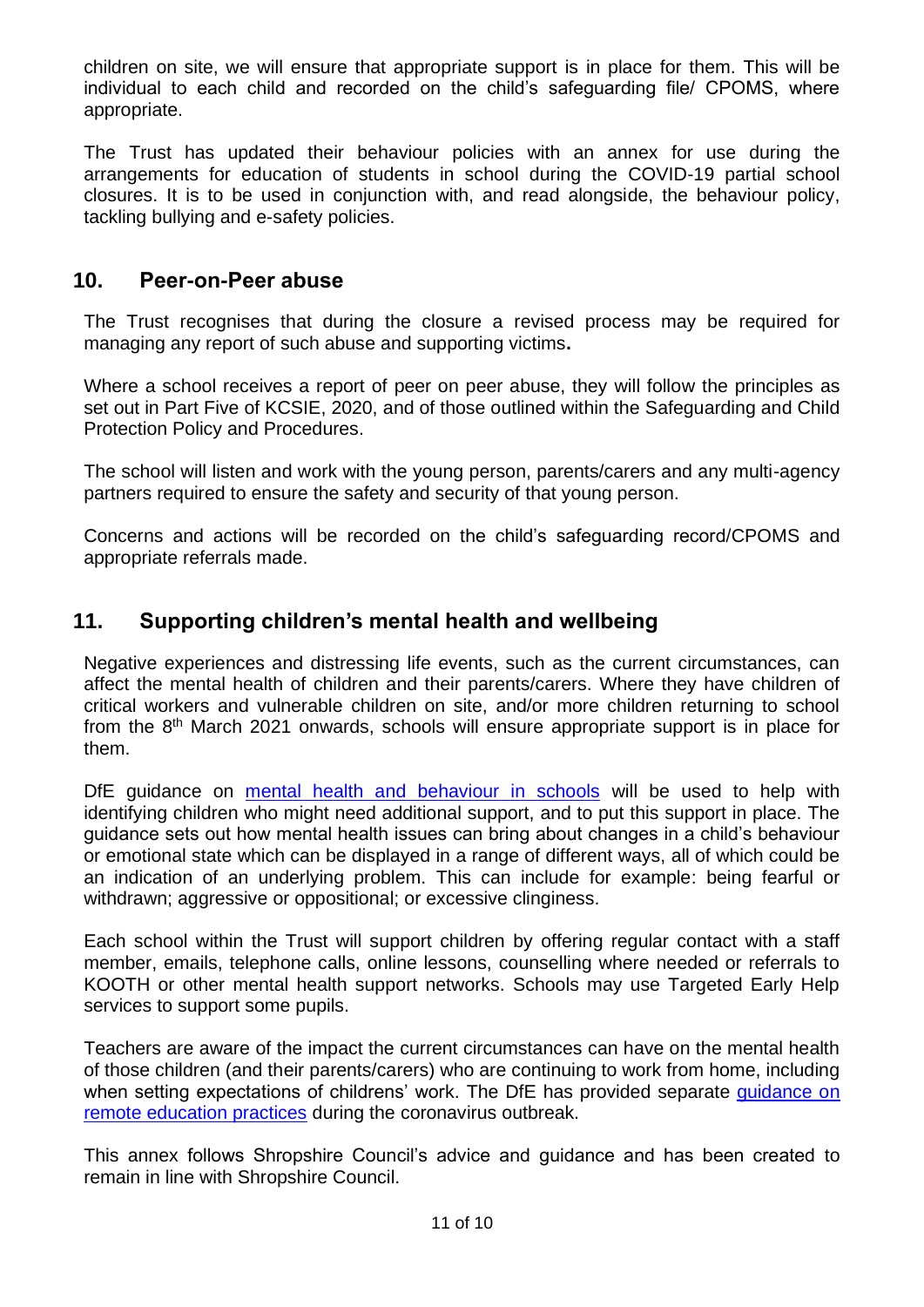children on site, we will ensure that appropriate support is in place for them. This will be individual to each child and recorded on the child's safeguarding file/ CPOMS, where appropriate.

The Trust has updated their behaviour policies with an annex for use during the arrangements for education of students in school during the COVID-19 partial school closures. It is to be used in conjunction with, and read alongside, the behaviour policy, tackling bullying and e-safety policies.

## 10. Peer-on-Peer abuse

The Trust recognises that during the closure a revised process may be required for managing any report of such abuse and supporting victims**.**

Where a school receives a report of peer on peer abuse, they will follow the principles as set out in Part Five of KCSIE, 2020, and of those outlined within the Safeguarding and Child Protection Policy and Procedures.

The school will listen and work with the young person, parents/carers and any multi-agency partners required to ensure the safety and security of that young person.

Concerns and actions will be recorded on the child's safeguarding record/CPOMS and appropriate referrals made.

## 11. Supporting children's mental health and wellbeing

Negative experiences and distressing life events, such as the current circumstances, can affect the mental health of children and their parents/carers. Where they have children of critical workers and vulnerable children on site, and/or more children returning to school from the 8th March 2021 onwards, schools will ensure appropriate support is in place for them.

DfE guidance on [mental health and behaviour in schools]() will be used to help with identifying children who might need additional support, and to put this support in place. The guidance sets out how mental health issues can bring about changes in a child's behaviour or emotional state which can be displayed in a range of different ways, all of which could be an indication of an underlying problem. This can include for example: being fearful or withdrawn; aggressive or oppositional; or excessive clinginess.

Each school within the Trust will support children by offering regular contact with a staff member, emails, telephone calls, online lessons, counselling where needed or referrals to KOOTH or other mental health support networks. Schools may use Targeted Early Help services to support some pupils.

Teachers are aware of the impact the current circumstances can have on the mental health of those children (and their parents/carers) who are continuing to work from home, including when setting expectations of childrens' work. The DfE has provided separate [guidance on remote education practices]() during the coronavirus outbreak.

This annex follows Shropshire Council's advice and guidance and has been created to remain in line with Shropshire Council.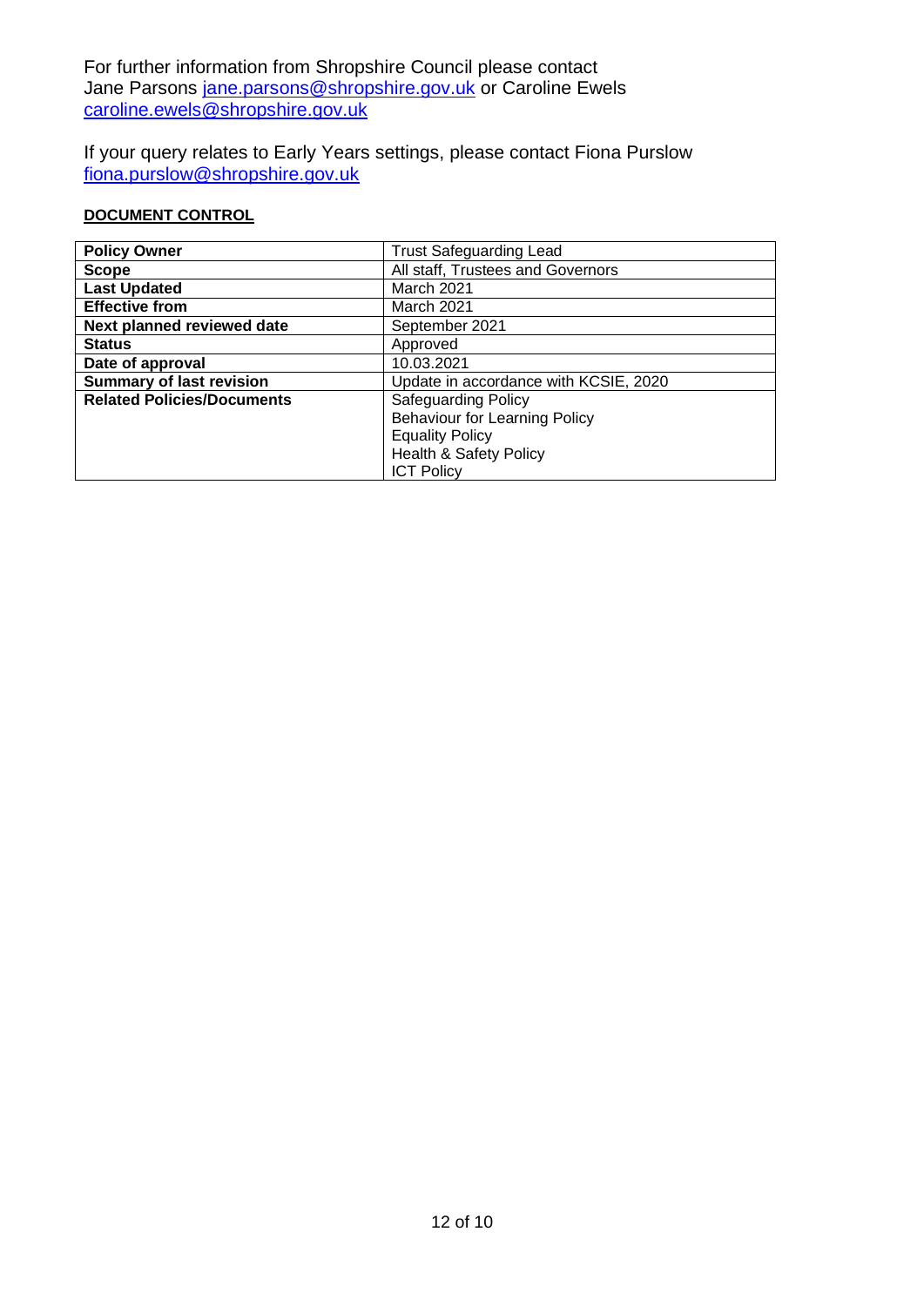For further information from Shropshire Council please contact Jane Parsons jane.parsons@shropshire.gov.uk or Caroline Ewels caroline.ewels@shropshire.gov.uk

If your query relates to Early Years settings, please contact Fiona Purslow fiona.purslow@shropshire.gov.uk

**DOCUMENT CONTROL**

| | |
|---|---|
| **Policy Owner** | Trust Safeguarding Lead |
| **Scope** | All staff, Trustees and Governors |
| **Last Updated** | March 2021 |
| **Effective from** | March 2021 |
| **Next planned reviewed date** | September 2021 |
| **Status** | Approved |
| **Date of approval** | 10.03.2021 |
| **Summary of last revision** | Update in accordance with KCSIE, 2020 |
| **Related Policies/Documents** | Safeguarding Policy<br>Behaviour for Learning Policy<br>Equality Policy<br>Health & Safety Policy<br>ICT Policy |